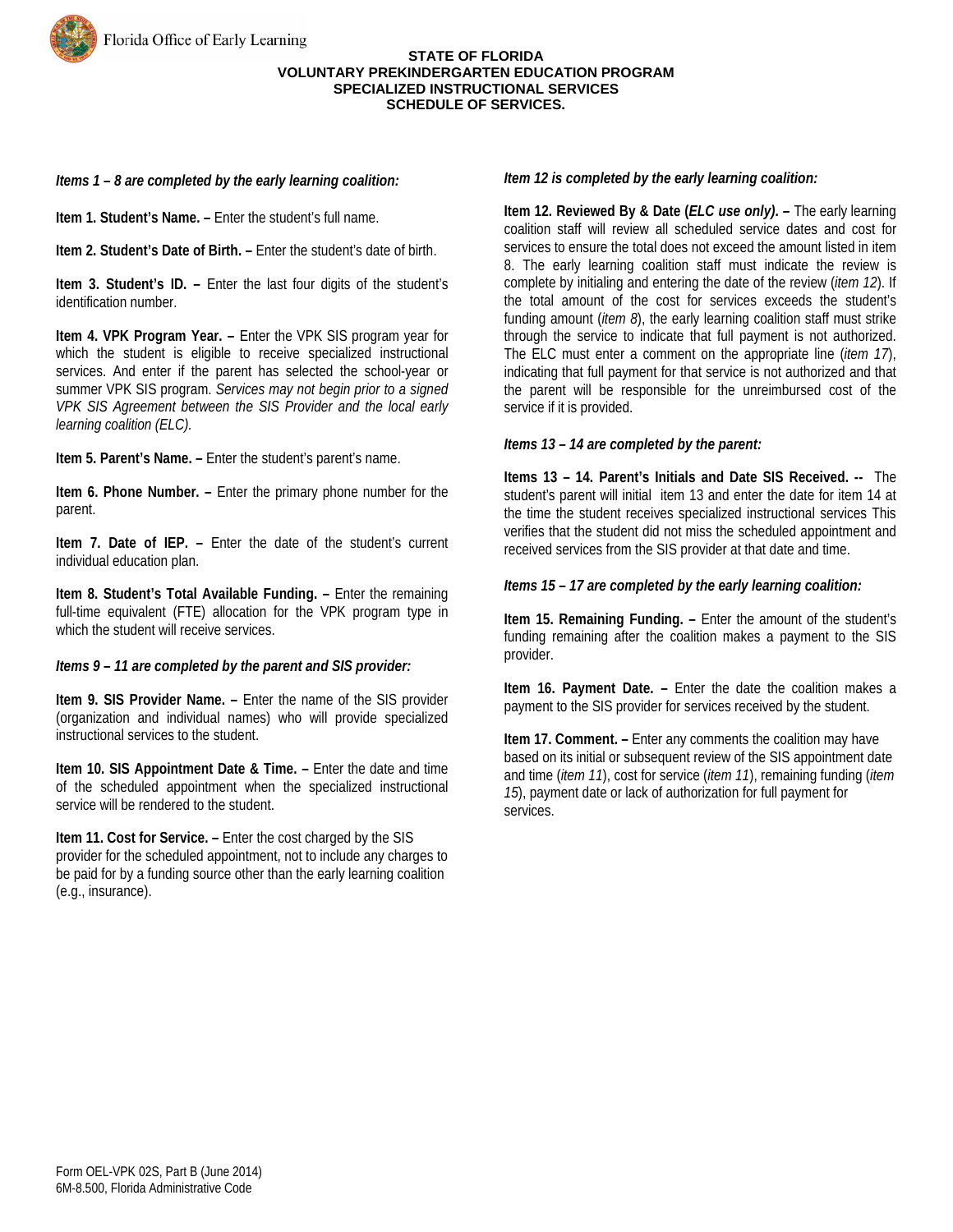Florida Office of Early Learning

# STATE OF FLORIDA
# VOLUNTARY PREKINDERGARTEN EDUCATION PROGRAM
# SPECIALIZED INSTRUCTIONAL SERVICES
# SCHEDULE OF SERVICES.

***Items 1 – 8 are completed by the early learning coalition:***

**Item 1. Student's Name. –** Enter the student's full name.

**Item 2. Student's Date of Birth. –** Enter the student's date of birth.

**Item 3. Student's ID. –** Enter the last four digits of the student's identification number.

**Item 4. VPK Program Year. –** Enter the VPK SIS program year for which the student is eligible to receive specialized instructional services. And enter if the parent has selected the school-year or summer VPK SIS program. *Services may not begin prior to a signed VPK SIS Agreement between the SIS Provider and the local early learning coalition (ELC).*

**Item 5. Parent's Name. –** Enter the student's parent's name.

**Item 6. Phone Number. –** Enter the primary phone number for the parent.

**Item 7. Date of IEP. –** Enter the date of the student's current individual education plan.

**Item 8. Student's Total Available Funding. –** Enter the remaining full-time equivalent (FTE) allocation for the VPK program type in which the student will receive services.

***Items 9 – 11 are completed by the parent and SIS provider:***

**Item 9. SIS Provider Name. –** Enter the name of the SIS provider (organization and individual names) who will provide specialized instructional services to the student.

**Item 10. SIS Appointment Date & Time. –** Enter the date and time of the scheduled appointment when the specialized instructional service will be rendered to the student.

**Item 11. Cost for Service. –** Enter the cost charged by the SIS provider for the scheduled appointment, not to include any charges to be paid for by a funding source other than the early learning coalition (e.g., insurance).

***Item 12 is completed by the early learning coalition:***

**Item 12. Reviewed By & Date (*ELC use only*). –** The early learning coalition staff will review all scheduled service dates and cost for services to ensure the total does not exceed the amount listed in item 8. The early learning coalition staff must indicate the review is complete by initialing and entering the date of the review (*item 12*). If the total amount of the cost for services exceeds the student's funding amount (*item 8*), the early learning coalition staff must strike through the service to indicate that full payment is not authorized. The ELC must enter a comment on the appropriate line (*item 17*), indicating that full payment for that service is not authorized and that the parent will be responsible for the unreimbursed cost of the service if it is provided.

***Items 13 – 14 are completed by the parent:***

**Items 13 – 14. Parent's Initials and Date SIS Received. --** The student's parent will initial item 13 and enter the date for item 14 at the time the student receives specialized instructional services This verifies that the student did not miss the scheduled appointment and received services from the SIS provider at that date and time.

***Items 15 – 17 are completed by the early learning coalition:***

**Item 15. Remaining Funding. –** Enter the amount of the student's funding remaining after the coalition makes a payment to the SIS provider.

**Item 16. Payment Date. –** Enter the date the coalition makes a payment to the SIS provider for services received by the student.

**Item 17. Comment. –** Enter any comments the coalition may have based on its initial or subsequent review of the SIS appointment date and time (*item 11*), cost for service (*item 11*), remaining funding (*item 15*), payment date or lack of authorization for full payment for services.

Form OEL-VPK 02S, Part B (June 2014)
6M-8.500, Florida Administrative Code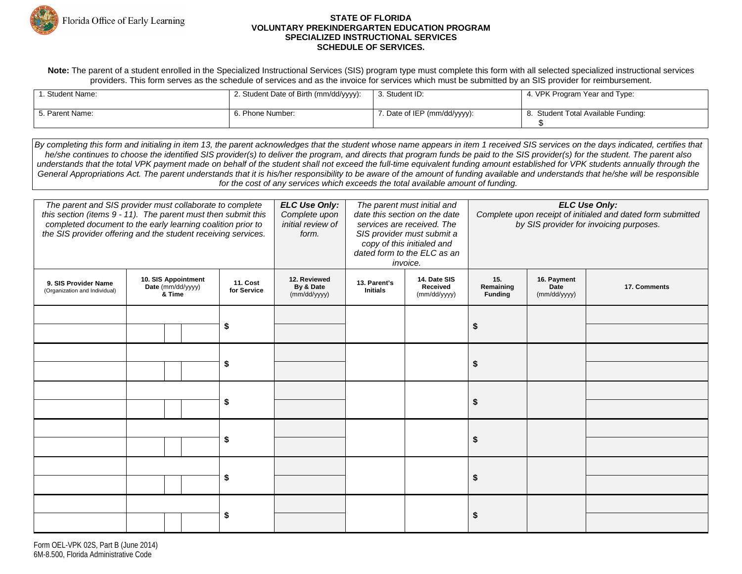Florida Office of Early Learning

# STATE OF FLORIDA
## VOLUNTARY PREKINDERGARTEN EDUCATION PROGRAM
## SPECIALIZED INSTRUCTIONAL SERVICES
## SCHEDULE OF SERVICES.

**Note:** The parent of a student enrolled in the Specialized Instructional Services (SIS) program type must complete this form with all selected specialized instructional services providers. This form serves as the schedule of services and as the invoice for services which must be submitted by an SIS provider for reimbursement.

| | | | |
|---|---|---|---|
| 1. Student Name: | 2. Student Date of Birth (mm/dd/yyyy): | 3. Student ID: | 4. VPK Program Year and Type: |
| 5. Parent Name: | 6. Phone Number: | 7. Date of IEP (mm/dd/yyyy): | 8. Student Total Available Funding: $ |

*By completing this form and initialing in item 13, the parent acknowledges that the student whose name appears in item 1 received SIS services on the days indicated, certifies that he/she continues to choose the identified SIS provider(s) to deliver the program, and directs that program funds be paid to the SIS provider(s) for the student. The parent also understands that the total VPK payment made on behalf of the student shall not exceed the full-time equivalent funding amount established for VPK students annually through the General Appropriations Act. The parent understands that it is his/her responsibility to be aware of the amount of funding available and understands that he/she will be responsible for the cost of any services which exceeds the total available amount of funding.*

| *The parent and SIS provider must collaborate to complete this section (items 9 - 11). The parent must then submit this completed document to the early learning coalition prior to the SIS provider offering and the student receiving services.* | | | ***ELC Use Only:*** *Complete upon initial review of form.* | *The parent must initial and date this section on the date services are received. The SIS provider must submit a copy of this initialed and dated form to the ELC as an invoice.* | | ***ELC Use Only:*** *Complete upon receipt of initialed and dated form submitted by SIS provider for invoicing purposes.* | | |
|---|---|---|---|---|---|---|---|---|
| **9. SIS Provider Name** (Organization and Individual) | **10. SIS Appointment Date** (mm/dd/yyyy) **& Time** | **11. Cost for Service** | **12. Reviewed By & Date** (mm/dd/yyyy) | **13. Parent's Initials** | **14. Date SIS Received** (mm/dd/yyyy) | **15. Remaining Funding** | **16. Payment Date** (mm/dd/yyyy) | **17. Comments** |
| | | $ | | | | $ | | |
| | | $ | | | | $ | | |
| | | $ | | | | $ | | |
| | | $ | | | | $ | | |
| | | $ | | | | $ | | |
| | | $ | | | | $ | | |

Form OEL-VPK 02S, Part B (June 2014)
6M-8.500, Florida Administrative Code